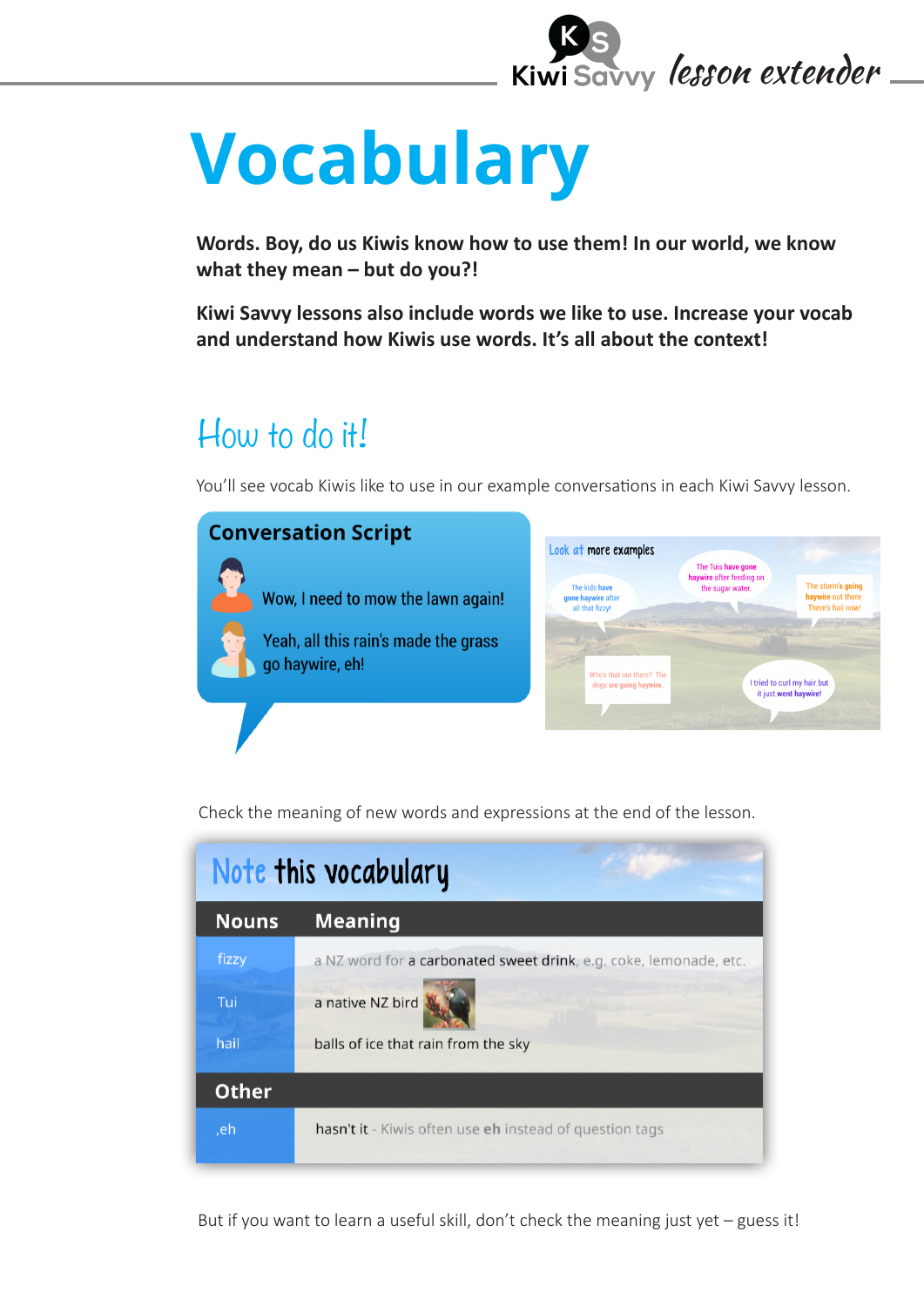# Vocabulary

**Words. Boy, do us Kiwis know how to use them! In our world, we know what they mean – but do you?!**

**Kiwi Savvy lessons also include words we like to use. Increase your vocab and understand how Kiwis use words. It's all about the context!**

## How to do it!

You'll see vocab Kiwis like to use in our example conversations in each Kiwi Savvy lesson.

**Conversation Script**

Wow, I need to mow the lawn again!

Yeah, all this rain's made the grass go haywire, eh!

Look at more examples

The kids have gone haywire after all that fizzy!

The Tuis have gone haywire after feeding on the sugar water.

The storm's going haywire out there. There's hail now!

Who's that out there? The dogs are going haywire.

I tried to curl my hair but it just went haywire!

Check the meaning of new words and expressions at the end of the lesson.

**Note this vocabulary**

| Nouns | Meaning |
|---|---|
| fizzy | a NZ word for a carbonated sweet drink, e.g. coke, lemonade, etc. |
| Tui | a native NZ bird |
| hail | balls of ice that rain from the sky |
| **Other** | |
| ,eh | hasn't it - Kiwis often use **eh** instead of question tags |

But if you want to learn a useful skill, don't check the meaning just yet – guess it!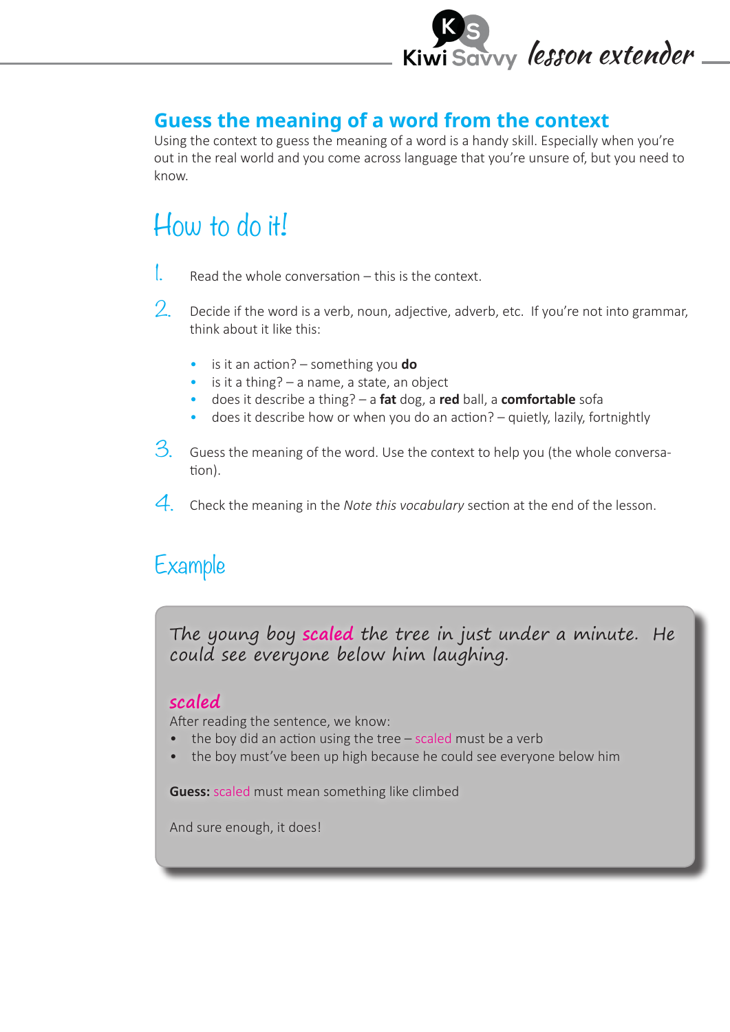# Guess the meaning of a word from the context

Using the context to guess the meaning of a word is a handy skill. Especially when you're out in the real world and you come across language that you're unsure of, but you need to know.

## How to do it!

1. Read the whole conversation – this is the context.
2. Decide if the word is a verb, noun, adjective, adverb, etc. If you're not into grammar, think about it like this:
   - is it an action? – something you **do**
   - is it a thing? – a name, a state, an object
   - does it describe a thing? – a **fat** dog, a **red** ball, a **comfortable** sofa
   - does it describe how or when you do an action? – quietly, lazily, fortnightly
3. Guess the meaning of the word. Use the context to help you (the whole conversation).
4. Check the meaning in the *Note this vocabulary* section at the end of the lesson.

## Example

*The young boy* ***scaled*** *the tree in just under a minute. He could see everyone below him laughing.*

***scaled***

After reading the sentence, we know:

- the boy did an action using the tree – scaled must be a verb
- the boy must've been up high because he could see everyone below him

**Guess:** scaled must mean something like climbed

And sure enough, it does!